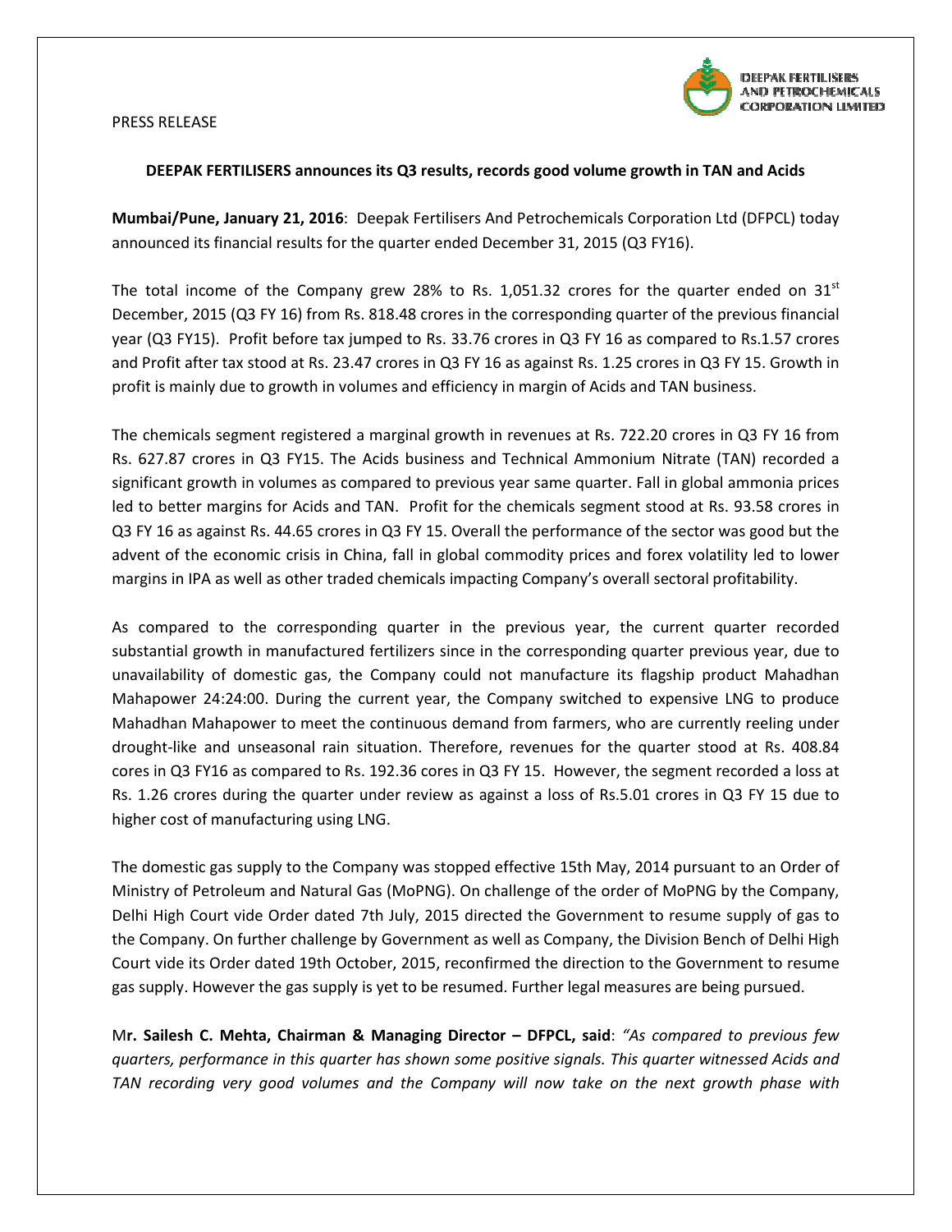PRESS RELEASE

**DEEPAK FERTILISERS announces its Q3 results, records good volume growth in TAN and Acids**

**Mumbai/Pune, January 21, 2016**: Deepak Fertilisers And Petrochemicals Corporation Ltd (DFPCL) today announced its financial results for the quarter ended December 31, 2015 (Q3 FY16).

The total income of the Company grew 28% to Rs. 1,051.32 crores for the quarter ended on 31st December, 2015 (Q3 FY 16) from Rs. 818.48 crores in the corresponding quarter of the previous financial year (Q3 FY15). Profit before tax jumped to Rs. 33.76 crores in Q3 FY 16 as compared to Rs.1.57 crores and Profit after tax stood at Rs. 23.47 crores in Q3 FY 16 as against Rs. 1.25 crores in Q3 FY 15. Growth in profit is mainly due to growth in volumes and efficiency in margin of Acids and TAN business.

The chemicals segment registered a marginal growth in revenues at Rs. 722.20 crores in Q3 FY 16 from Rs. 627.87 crores in Q3 FY15. The Acids business and Technical Ammonium Nitrate (TAN) recorded a significant growth in volumes as compared to previous year same quarter. Fall in global ammonia prices led to better margins for Acids and TAN. Profit for the chemicals segment stood at Rs. 93.58 crores in Q3 FY 16 as against Rs. 44.65 crores in Q3 FY 15. Overall the performance of the sector was good but the advent of the economic crisis in China, fall in global commodity prices and forex volatility led to lower margins in IPA as well as other traded chemicals impacting Company's overall sectoral profitability.

As compared to the corresponding quarter in the previous year, the current quarter recorded substantial growth in manufactured fertilizers since in the corresponding quarter previous year, due to unavailability of domestic gas, the Company could not manufacture its flagship product Mahadhan Mahapower 24:24:00. During the current year, the Company switched to expensive LNG to produce Mahadhan Mahapower to meet the continuous demand from farmers, who are currently reeling under drought-like and unseasonal rain situation. Therefore, revenues for the quarter stood at Rs. 408.84 cores in Q3 FY16 as compared to Rs. 192.36 cores in Q3 FY 15. However, the segment recorded a loss at Rs. 1.26 crores during the quarter under review as against a loss of Rs.5.01 crores in Q3 FY 15 due to higher cost of manufacturing using LNG.

The domestic gas supply to the Company was stopped effective 15th May, 2014 pursuant to an Order of Ministry of Petroleum and Natural Gas (MoPNG). On challenge of the order of MoPNG by the Company, Delhi High Court vide Order dated 7th July, 2015 directed the Government to resume supply of gas to the Company. On further challenge by Government as well as Company, the Division Bench of Delhi High Court vide its Order dated 19th October, 2015, reconfirmed the direction to the Government to resume gas supply. However the gas supply is yet to be resumed. Further legal measures are being pursued.

M**r. Sailesh C. Mehta, Chairman & Managing Director – DFPCL, said**: *"As compared to previous few quarters, performance in this quarter has shown some positive signals. This quarter witnessed Acids and TAN recording very good volumes and the Company will now take on the next growth phase with*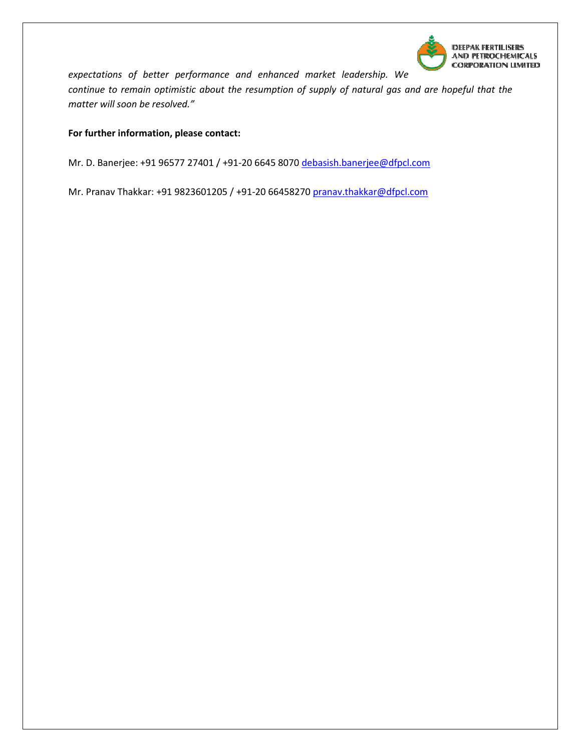*expectations of better performance and enhanced market leadership. We continue to remain optimistic about the resumption of supply of natural gas and are hopeful that the matter will soon be resolved."*

**For further information, please contact:**

Mr. D. Banerjee: +91 96577 27401 / +91-20 6645 8070 debasish.banerjee@dfpcl.com

Mr. Pranav Thakkar: +91 9823601205 / +91-20 66458270 pranav.thakkar@dfpcl.com